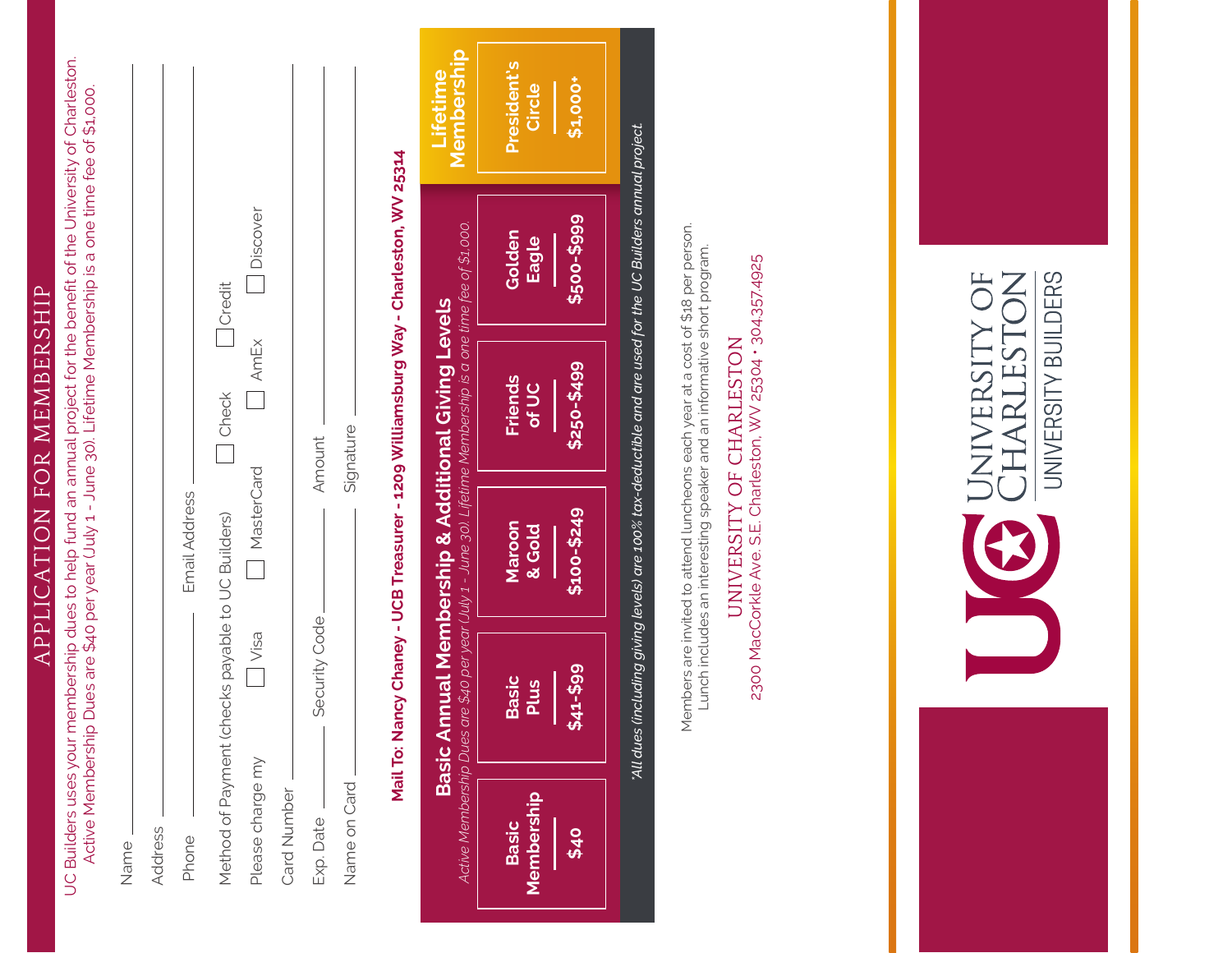# APPLICATION FOR MEMBERSHIP

UC Builders uses your membership dues to help fund an annual project for the benefit of the University of Charleston. Active Membership Dues are $40 per year (July 1 - June 30). Lifetime Membership is a one time fee of $1,000.

Name ______________________________

Address ______________________________

Phone ______________ Email Address ______________

Method of Payment (checks payable to UC Builders) ☐ Check ☐ Credit

Please charge my ☐ Visa ☐ MasterCard ☐ AmEx ☐ Discover

Card Number ______________________________

Exp. Date ________ Security Code ________ Amount ________

Name on Card ______________ Signature ______________

**Mail To: Nancy Chaney - UCB Treasurer - 1209 Williamsburg Way - Charleston, WV 25314**

## Basic Annual Membership & Additional Giving Levels

*Active Membership Dues are $40 per year (July 1 - June 30). Lifetime Membership is a one time fee of $1,000.*

| Basic Membership | Basic Plus | Maroon & Gold | Friends of UC | Golden Eagle | Lifetime Membership: President's Circle |
|---|---|---|---|---|---|
| $40 | $41-$99 | $100-$249 | $250-$499 | $500-$999 | $1,000+ |

*All dues (including giving levels) are 100% tax-deductible and are used for the UC Builders annual project.*

Members are invited to attend luncheons each year at a cost of $18 per person. Lunch includes an interesting speaker and an informative short program.

UNIVERSITY OF CHARLESTON
2300 MacCorkle Ave. S.E. Charleston, WV 25304 • 304.357.4925

UC UNIVERSITY OF CHARLESTON
UNIVERSITY BUILDERS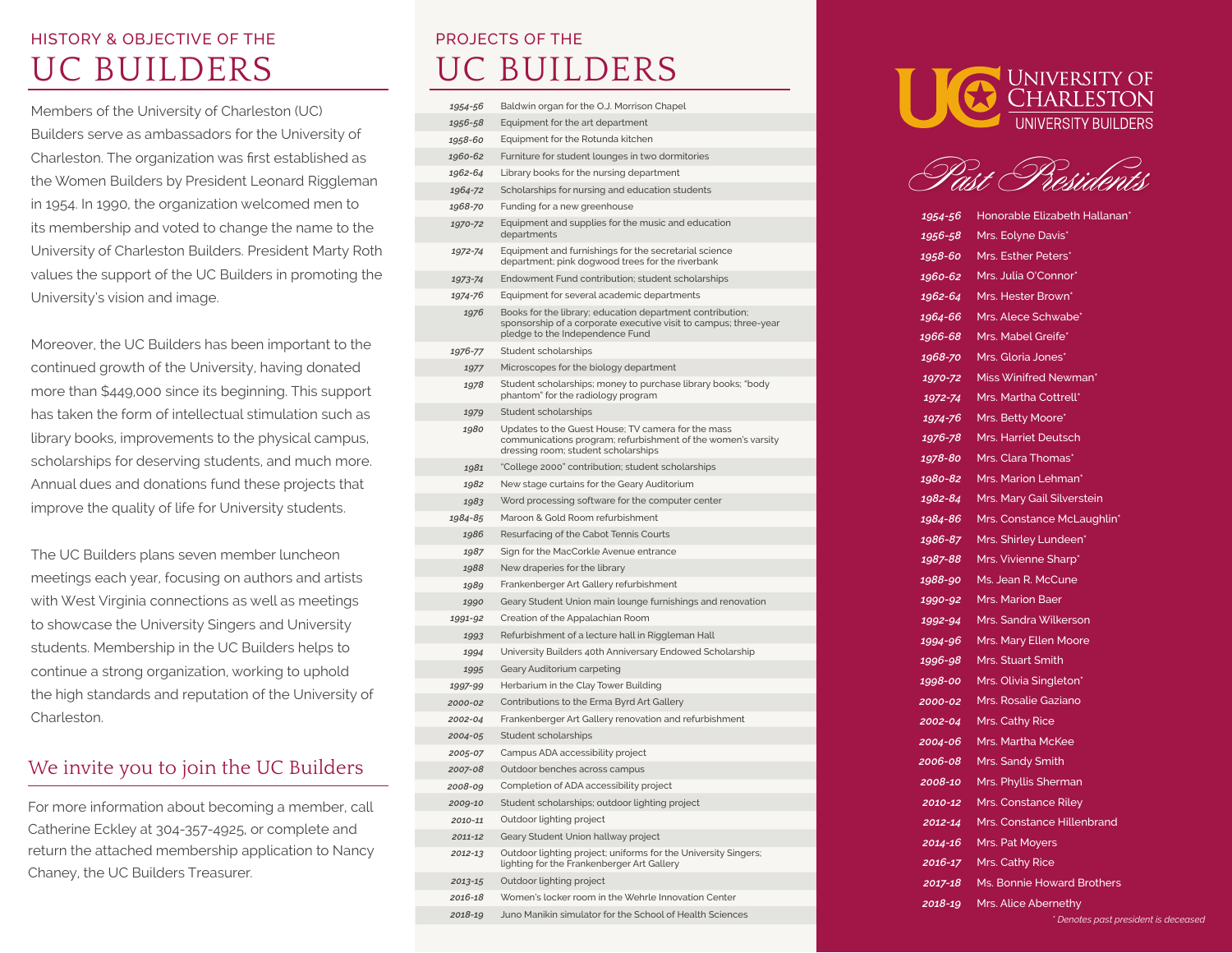## HISTORY & OBJECTIVE OF THE
# UC BUILDERS

Members of the University of Charleston (UC) Builders serve as ambassadors for the University of Charleston. The organization was first established as the Women Builders by President Leonard Riggleman in 1954. In 1990, the organization welcomed men to its membership and voted to change the name to the University of Charleston Builders. President Marty Roth values the support of the UC Builders in promoting the University's vision and image.

Moreover, the UC Builders has been important to the continued growth of the University, having donated more than $449,000 since its beginning. This support has taken the form of intellectual stimulation such as library books, improvements to the physical campus, scholarships for deserving students, and much more. Annual dues and donations fund these projects that improve the quality of life for University students.

The UC Builders plans seven member luncheon meetings each year, focusing on authors and artists with West Virginia connections as well as meetings to showcase the University Singers and University students. Membership in the UC Builders helps to continue a strong organization, working to uphold the high standards and reputation of the University of Charleston.

## We invite you to join the UC Builders

For more information about becoming a member, call Catherine Eckley at 304-357-4925, or complete and return the attached membership application to Nancy Chaney, the UC Builders Treasurer.

## PROJECTS OF THE
# UC BUILDERS

| | |
|---|---|
| *1954-56* | Baldwin organ for the O.J. Morrison Chapel |
| *1956-58* | Equipment for the art department |
| *1958-60* | Equipment for the Rotunda kitchen |
| *1960-62* | Furniture for student lounges in two dormitories |
| *1962-64* | Library books for the nursing department |
| *1964-72* | Scholarships for nursing and education students |
| *1968-70* | Funding for a new greenhouse |
| *1970-72* | Equipment and supplies for the music and education departments |
| *1972-74* | Equipment and furnishings for the secretarial science department; pink dogwood trees for the riverbank |
| *1973-74* | Endowment Fund contribution; student scholarships |
| *1974-76* | Equipment for several academic departments |
| *1976* | Books for the library; education department contribution; sponsorship of a corporate executive visit to campus; three-year pledge to the Independence Fund |
| *1976-77* | Student scholarships |
| *1977* | Microscopes for the biology department |
| *1978* | Student scholarships; money to purchase library books; "body phantom" for the radiology program |
| *1979* | Student scholarships |
| *1980* | Updates to the Guest House; TV camera for the mass communications program; refurbishment of the women's varsity dressing room; student scholarships |
| *1981* | "College 2000" contribution; student scholarships |
| *1982* | New stage curtains for the Geary Auditorium |
| *1983* | Word processing software for the computer center |
| *1984-85* | Maroon & Gold Room refurbishment |
| *1986* | Resurfacing of the Cabot Tennis Courts |
| *1987* | Sign for the MacCorkle Avenue entrance |
| *1988* | New draperies for the library |
| *1989* | Frankenberger Art Gallery refurbishment |
| *1990* | Geary Student Union main lounge furnishings and renovation |
| *1991-92* | Creation of the Appalachian Room |
| *1993* | Refurbishment of a lecture hall in Riggleman Hall |
| *1994* | University Builders 40th Anniversary Endowed Scholarship |
| *1995* | Geary Auditorium carpeting |
| *1997-99* | Herbarium in the Clay Tower Building |
| *2000-02* | Contributions to the Erma Byrd Art Gallery |
| *2002-04* | Frankenberger Art Gallery renovation and refurbishment |
| *2004-05* | Student scholarships |
| *2005-07* | Campus ADA accessibility project |
| *2007-08* | Outdoor benches across campus |
| *2008-09* | Completion of ADA accessibility project |
| *2009-10* | Student scholarships; outdoor lighting project |
| *2010-11* | Outdoor lighting project |
| *2011-12* | Geary Student Union hallway project |
| *2012-13* | Outdoor lighting project; uniforms for the University Singers; lighting for the Frankenberger Art Gallery |
| *2013-15* | Outdoor lighting project |
| *2016-18* | Women's locker room in the Wehrle Innovation Center |
| *2018-19* | Juno Manikin simulator for the School of Health Sciences |

UNIVERSITY OF CHARLESTON
UNIVERSITY BUILDERS

## Past Presidents

| | |
|---|---|
| *1954-56* | Honorable Elizabeth Hallanan* |
| *1956-58* | Mrs. Eolyne Davis* |
| *1958-60* | Mrs. Esther Peters* |
| *1960-62* | Mrs. Julia O'Connor* |
| *1962-64* | Mrs. Hester Brown* |
| *1964-66* | Mrs. Alece Schwabe* |
| *1966-68* | Mrs. Mabel Greife* |
| *1968-70* | Mrs. Gloria Jones* |
| *1970-72* | Miss Winifred Newman* |
| *1972-74* | Mrs. Martha Cottrell* |
| *1974-76* | Mrs. Betty Moore* |
| *1976-78* | Mrs. Harriet Deutsch |
| *1978-80* | Mrs. Clara Thomas* |
| *1980-82* | Mrs. Marion Lehman* |
| *1982-84* | Mrs. Mary Gail Silverstein |
| *1984-86* | Mrs. Constance McLaughlin* |
| *1986-87* | Mrs. Shirley Lundeen* |
| *1987-88* | Mrs. Vivienne Sharp* |
| *1988-90* | Ms. Jean R. McCune |
| *1990-92* | Mrs. Marion Baer |
| *1992-94* | Mrs. Sandra Wilkerson |
| *1994-96* | Mrs. Mary Ellen Moore |
| *1996-98* | Mrs. Stuart Smith |
| *1998-00* | Mrs. Olivia Singleton* |
| *2000-02* | Mrs. Rosalie Gaziano |
| *2002-04* | Mrs. Cathy Rice |
| *2004-06* | Mrs. Martha McKee |
| *2006-08* | Mrs. Sandy Smith |
| *2008-10* | Mrs. Phyllis Sherman |
| *2010-12* | Mrs. Constance Riley |
| *2012-14* | Mrs. Constance Hillenbrand |
| *2014-16* | Mrs. Pat Moyers |
| *2016-17* | Mrs. Cathy Rice |
| *2017-18* | Ms. Bonnie Howard Brothers |
| *2018-19* | Mrs. Alice Abernethy |

*\* Denotes past president is deceased*